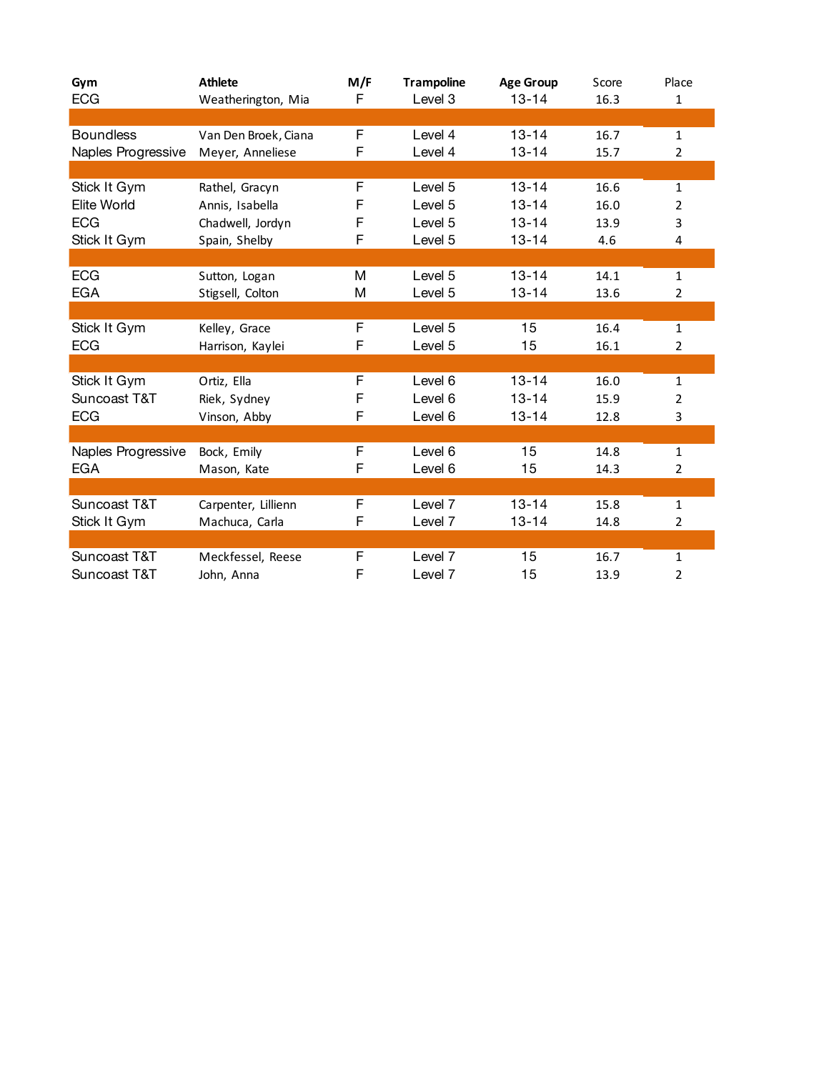| Gym | Athlete | M/F | Trampoline | Age Group | Score | Place |
|---|---|---|---|---|---|---|
| ECG | Weatherington, Mia | F | Level 3 | 13-14 | 16.3 | 1 |
| | | | | | | |
| Boundless | Van Den Broek, Ciana | F | Level 4 | 13-14 | 16.7 | 1 |
| Naples Progressive | Meyer, Anneliese | F | Level 4 | 13-14 | 15.7 | 2 |
| | | | | | | |
| Stick It Gym | Rathel, Gracyn | F | Level 5 | 13-14 | 16.6 | 1 |
| Elite World | Annis, Isabella | F | Level 5 | 13-14 | 16.0 | 2 |
| ECG | Chadwell, Jordyn | F | Level 5 | 13-14 | 13.9 | 3 |
| Stick It Gym | Spain, Shelby | F | Level 5 | 13-14 | 4.6 | 4 |
| | | | | | | |
| ECG | Sutton, Logan | M | Level 5 | 13-14 | 14.1 | 1 |
| EGA | Stigsell, Colton | M | Level 5 | 13-14 | 13.6 | 2 |
| | | | | | | |
| Stick It Gym | Kelley, Grace | F | Level 5 | 15 | 16.4 | 1 |
| ECG | Harrison, Kaylei | F | Level 5 | 15 | 16.1 | 2 |
| | | | | | | |
| Stick It Gym | Ortiz, Ella | F | Level 6 | 13-14 | 16.0 | 1 |
| Suncoast T&T | Riek, Sydney | F | Level 6 | 13-14 | 15.9 | 2 |
| ECG | Vinson, Abby | F | Level 6 | 13-14 | 12.8 | 3 |
| | | | | | | |
| Naples Progressive | Bock, Emily | F | Level 6 | 15 | 14.8 | 1 |
| EGA | Mason, Kate | F | Level 6 | 15 | 14.3 | 2 |
| | | | | | | |
| Suncoast T&T | Carpenter, Lillienn | F | Level 7 | 13-14 | 15.8 | 1 |
| Stick It Gym | Machuca, Carla | F | Level 7 | 13-14 | 14.8 | 2 |
| | | | | | | |
| Suncoast T&T | Meckfessel, Reese | F | Level 7 | 15 | 16.7 | 1 |
| Suncoast T&T | John, Anna | F | Level 7 | 15 | 13.9 | 2 |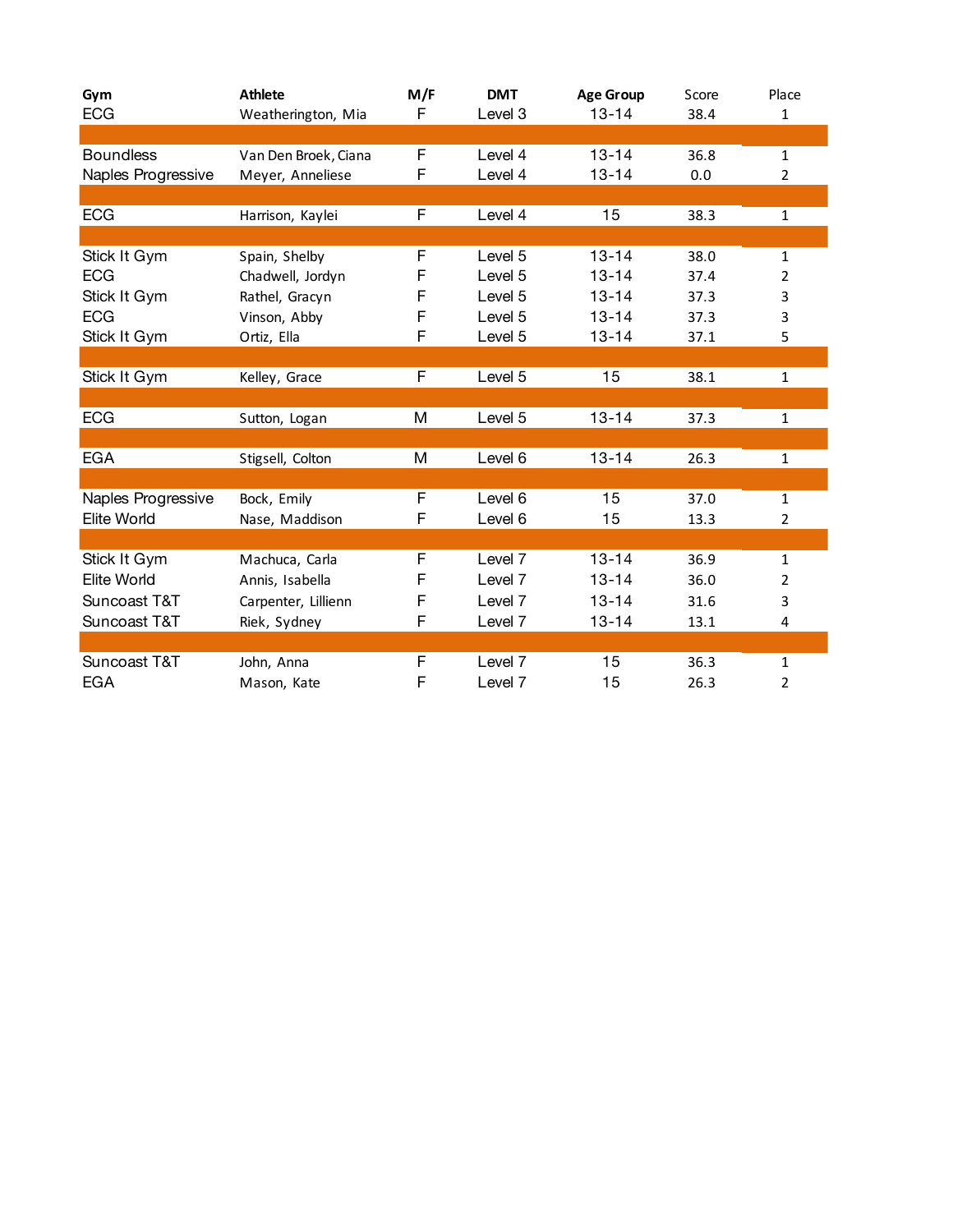| Gym | Athlete | M/F | DMT | Age Group | Score | Place |
|---|---|---|---|---|---|---|
| ECG | Weatherington, Mia | F | Level 3 | 13-14 | 38.4 | 1 |
| | | | | | | |
| Boundless | Van Den Broek, Ciana | F | Level 4 | 13-14 | 36.8 | 1 |
| Naples Progressive | Meyer, Anneliese | F | Level 4 | 13-14 | 0.0 | 2 |
| | | | | | | |
| ECG | Harrison, Kaylei | F | Level 4 | 15 | 38.3 | 1 |
| | | | | | | |
| Stick It Gym | Spain, Shelby | F | Level 5 | 13-14 | 38.0 | 1 |
| ECG | Chadwell, Jordyn | F | Level 5 | 13-14 | 37.4 | 2 |
| Stick It Gym | Rathel, Gracyn | F | Level 5 | 13-14 | 37.3 | 3 |
| ECG | Vinson, Abby | F | Level 5 | 13-14 | 37.3 | 3 |
| Stick It Gym | Ortiz, Ella | F | Level 5 | 13-14 | 37.1 | 5 |
| | | | | | | |
| Stick It Gym | Kelley, Grace | F | Level 5 | 15 | 38.1 | 1 |
| | | | | | | |
| ECG | Sutton, Logan | M | Level 5 | 13-14 | 37.3 | 1 |
| | | | | | | |
| EGA | Stigsell, Colton | M | Level 6 | 13-14 | 26.3 | 1 |
| | | | | | | |
| Naples Progressive | Bock, Emily | F | Level 6 | 15 | 37.0 | 1 |
| Elite World | Nase, Maddison | F | Level 6 | 15 | 13.3 | 2 |
| | | | | | | |
| Stick It Gym | Machuca, Carla | F | Level 7 | 13-14 | 36.9 | 1 |
| Elite World | Annis, Isabella | F | Level 7 | 13-14 | 36.0 | 2 |
| Suncoast T&T | Carpenter, Lillienn | F | Level 7 | 13-14 | 31.6 | 3 |
| Suncoast T&T | Riek, Sydney | F | Level 7 | 13-14 | 13.1 | 4 |
| | | | | | | |
| Suncoast T&T | John, Anna | F | Level 7 | 15 | 36.3 | 1 |
| EGA | Mason, Kate | F | Level 7 | 15 | 26.3 | 2 |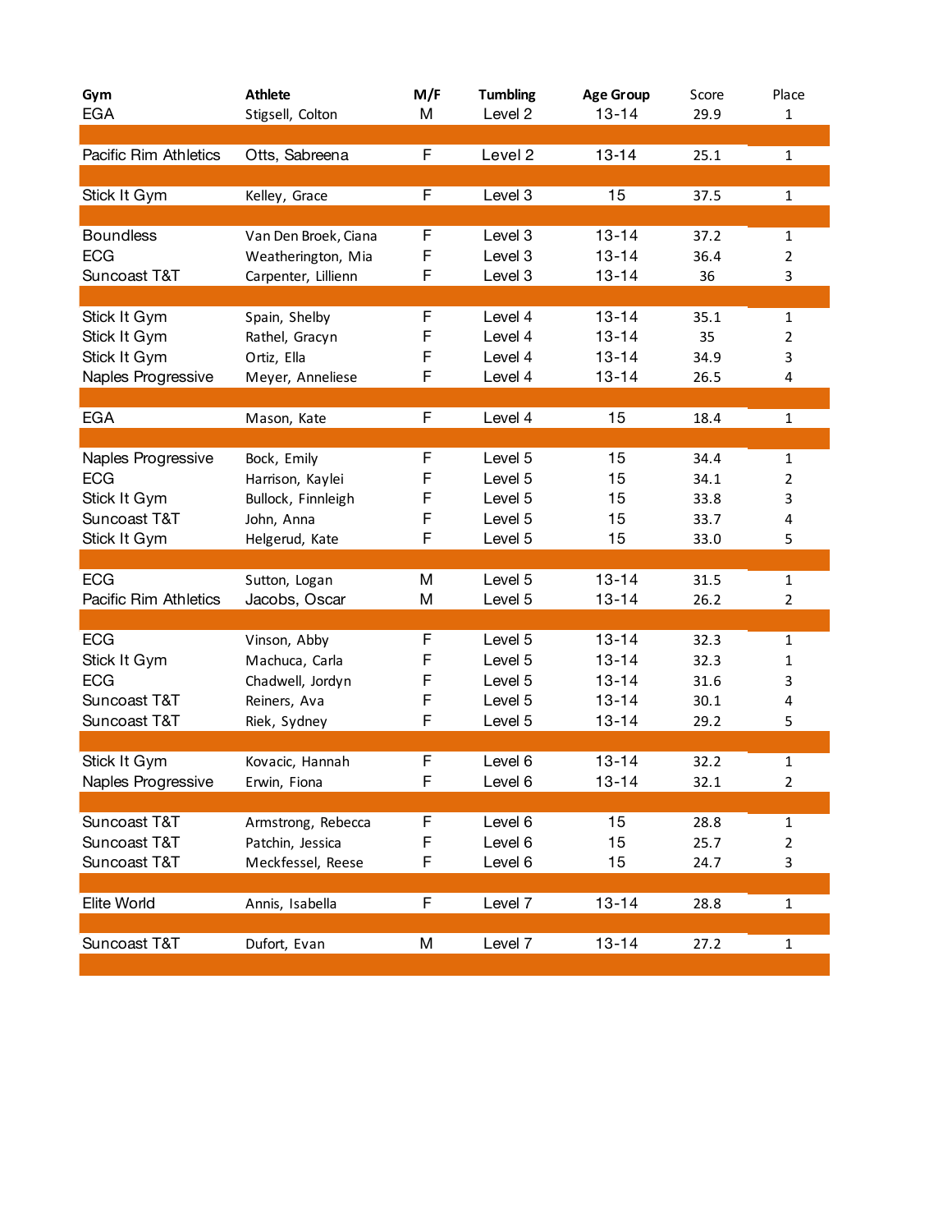| Gym | Athlete | M/F | Tumbling | Age Group | Score | Place |
|---|---|---|---|---|---|---|
| EGA | Stigsell, Colton | M | Level 2 | 13-14 | 29.9 | 1 |
| | | | | | | |
| Pacific Rim Athletics | Otts, Sabreena | F | Level 2 | 13-14 | 25.1 | 1 |
| | | | | | | |
| Stick It Gym | Kelley, Grace | F | Level 3 | 15 | 37.5 | 1 |
| | | | | | | |
| Boundless | Van Den Broek, Ciana | F | Level 3 | 13-14 | 37.2 | 1 |
| ECG | Weatherington, Mia | F | Level 3 | 13-14 | 36.4 | 2 |
| Suncoast T&T | Carpenter, Lillienn | F | Level 3 | 13-14 | 36 | 3 |
| | | | | | | |
| Stick It Gym | Spain, Shelby | F | Level 4 | 13-14 | 35.1 | 1 |
| Stick It Gym | Rathel, Gracyn | F | Level 4 | 13-14 | 35 | 2 |
| Stick It Gym | Ortiz, Ella | F | Level 4 | 13-14 | 34.9 | 3 |
| Naples Progressive | Meyer, Anneliese | F | Level 4 | 13-14 | 26.5 | 4 |
| | | | | | | |
| EGA | Mason, Kate | F | Level 4 | 15 | 18.4 | 1 |
| | | | | | | |
| Naples Progressive | Bock, Emily | F | Level 5 | 15 | 34.4 | 1 |
| ECG | Harrison, Kaylei | F | Level 5 | 15 | 34.1 | 2 |
| Stick It Gym | Bullock, Finnleigh | F | Level 5 | 15 | 33.8 | 3 |
| Suncoast T&T | John, Anna | F | Level 5 | 15 | 33.7 | 4 |
| Stick It Gym | Helgerud, Kate | F | Level 5 | 15 | 33.0 | 5 |
| | | | | | | |
| ECG | Sutton, Logan | M | Level 5 | 13-14 | 31.5 | 1 |
| Pacific Rim Athletics | Jacobs, Oscar | M | Level 5 | 13-14 | 26.2 | 2 |
| | | | | | | |
| ECG | Vinson, Abby | F | Level 5 | 13-14 | 32.3 | 1 |
| Stick It Gym | Machuca, Carla | F | Level 5 | 13-14 | 32.3 | 1 |
| ECG | Chadwell, Jordyn | F | Level 5 | 13-14 | 31.6 | 3 |
| Suncoast T&T | Reiners, Ava | F | Level 5 | 13-14 | 30.1 | 4 |
| Suncoast T&T | Riek, Sydney | F | Level 5 | 13-14 | 29.2 | 5 |
| | | | | | | |
| Stick It Gym | Kovacic, Hannah | F | Level 6 | 13-14 | 32.2 | 1 |
| Naples Progressive | Erwin, Fiona | F | Level 6 | 13-14 | 32.1 | 2 |
| | | | | | | |
| Suncoast T&T | Armstrong, Rebecca | F | Level 6 | 15 | 28.8 | 1 |
| Suncoast T&T | Patchin, Jessica | F | Level 6 | 15 | 25.7 | 2 |
| Suncoast T&T | Meckfessel, Reese | F | Level 6 | 15 | 24.7 | 3 |
| | | | | | | |
| Elite World | Annis, Isabella | F | Level 7 | 13-14 | 28.8 | 1 |
| | | | | | | |
| Suncoast T&T | Dufort, Evan | M | Level 7 | 13-14 | 27.2 | 1 |